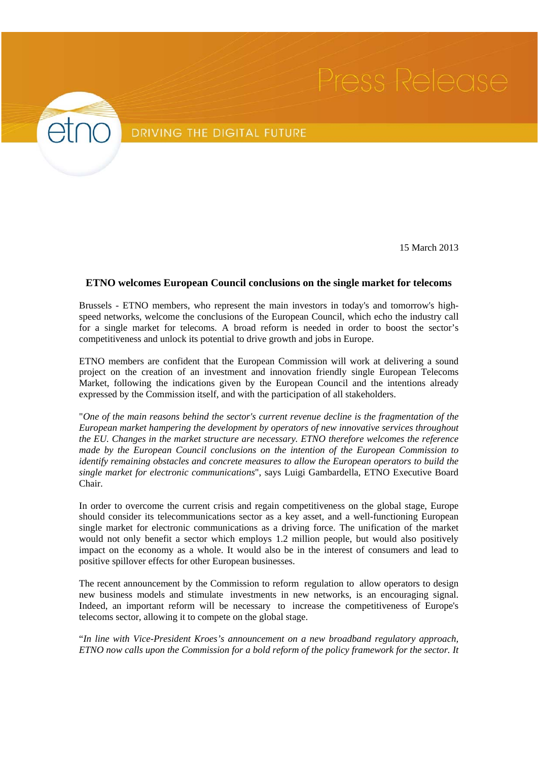Press Release

etno

DRIVING THE DIGITAL FUTURE

15 March 2013

## ETNO welcomes European Council conclusions on the single market for telecoms

Brussels - ETNO members, who represent the main investors in today's and tomorrow's high-speed networks, welcome the conclusions of the European Council, which echo the industry call for a single market for telecoms. A broad reform is needed in order to boost the sector's competitiveness and unlock its potential to drive growth and jobs in Europe.

ETNO members are confident that the European Commission will work at delivering a sound project on the creation of an investment and innovation friendly single European Telecoms Market, following the indications given by the European Council and the intentions already expressed by the Commission itself, and with the participation of all stakeholders.

"*One of the main reasons behind the sector's current revenue decline is the fragmentation of the European market hampering the development by operators of new innovative services throughout the EU. Changes in the market structure are necessary. ETNO therefore welcomes the reference made by the European Council conclusions on the intention of the European Commission to identify remaining obstacles and concrete measures to allow the European operators to build the single market for electronic communications*", says Luigi Gambardella, ETNO Executive Board Chair.

In order to overcome the current crisis and regain competitiveness on the global stage, Europe should consider its telecommunications sector as a key asset, and a well-functioning European single market for electronic communications as a driving force. The unification of the market would not only benefit a sector which employs 1.2 million people, but would also positively impact on the economy as a whole. It would also be in the interest of consumers and lead to positive spillover effects for other European businesses.

The recent announcement by the Commission to reform regulation to allow operators to design new business models and stimulate investments in new networks, is an encouraging signal. Indeed, an important reform will be necessary to increase the competitiveness of Europe's telecoms sector, allowing it to compete on the global stage.

"*In line with Vice-President Kroes's announcement on a new broadband regulatory approach, ETNO now calls upon the Commission for a bold reform of the policy framework for the sector. It*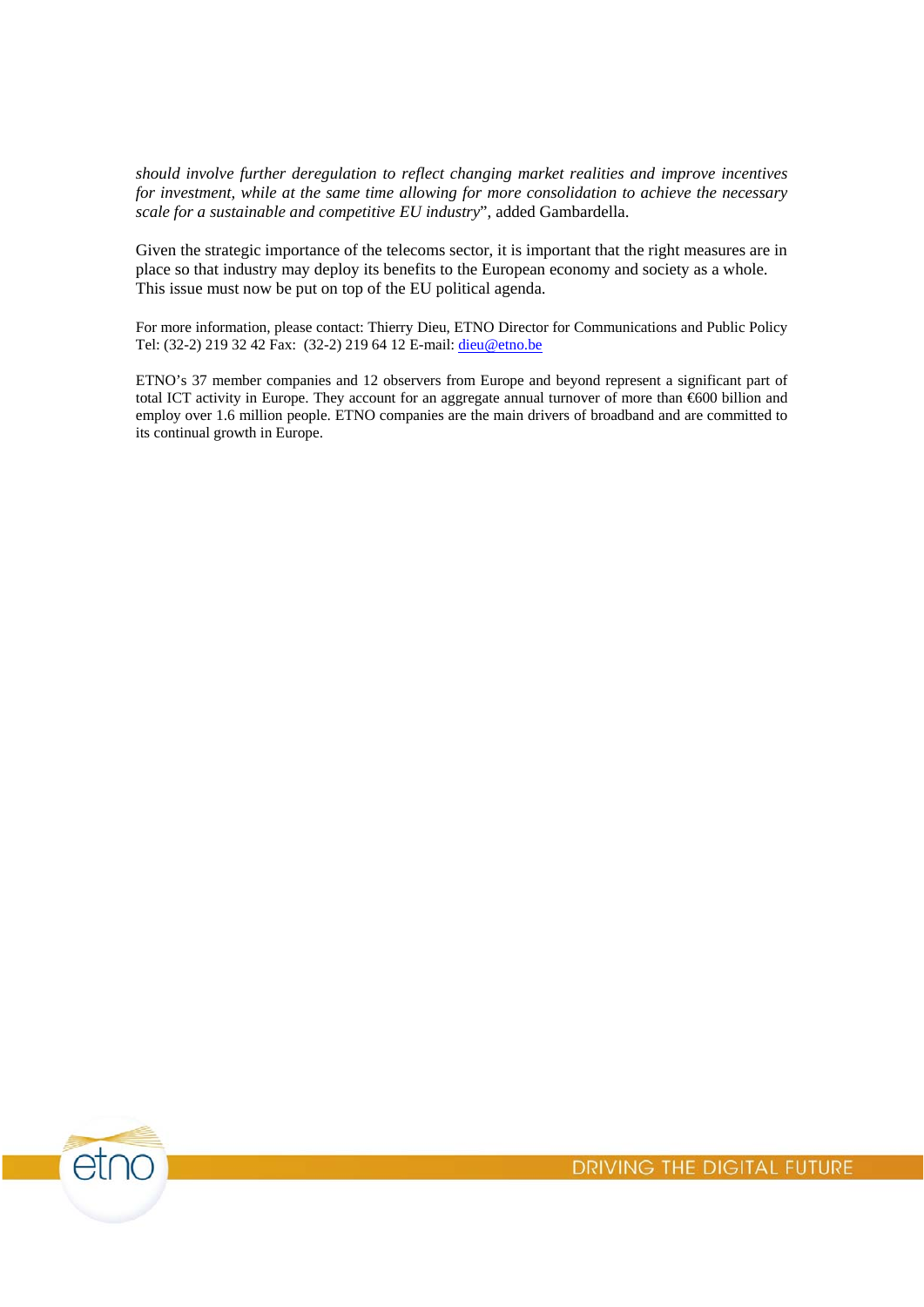*should involve further deregulation to reflect changing market realities and improve incentives for investment, while at the same time allowing for more consolidation to achieve the necessary scale for a sustainable and competitive EU industry*", added Gambardella.

Given the strategic importance of the telecoms sector, it is important that the right measures are in place so that industry may deploy its benefits to the European economy and society as a whole. This issue must now be put on top of the EU political agenda.

For more information, please contact: Thierry Dieu, ETNO Director for Communications and Public Policy
Tel: (32-2) 219 32 42 Fax: (32-2) 219 64 12 E-mail: dieu@etno.be

ETNO's 37 member companies and 12 observers from Europe and beyond represent a significant part of total ICT activity in Europe. They account for an aggregate annual turnover of more than €600 billion and employ over 1.6 million people. ETNO companies are the main drivers of broadband and are committed to its continual growth in Europe.